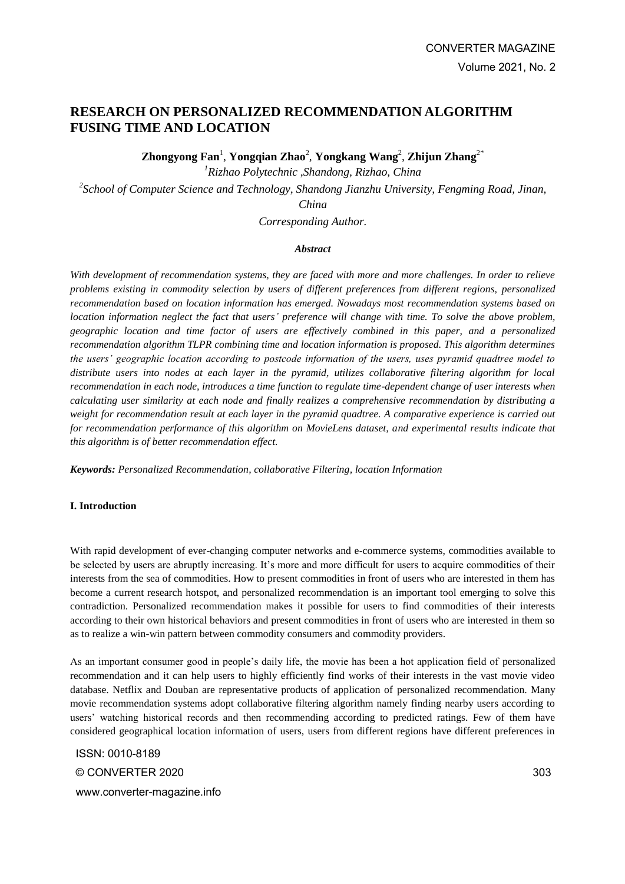# RESEARCH ON PERSONALIZED RECOMMENDATION ALGORITHM FUSING TIME AND LOCATION

**Zhongyong Fan**[1], **Yongqian Zhao**[2], **Yongkang Wang**[2], **Zhijun Zhang**[2*]

[1]*Rizhao Polytechnic ,Shandong, Rizhao, China*

[2]*School of Computer Science and Technology, Shandong Jianzhu University, Fengming Road, Jinan, China*

*Corresponding Author.*

***Abstract***

*With development of recommendation systems, they are faced with more and more challenges. In order to relieve problems existing in commodity selection by users of different preferences from different regions, personalized recommendation based on location information has emerged. Nowadays most recommendation systems based on location information neglect the fact that users' preference will change with time. To solve the above problem, geographic location and time factor of users are effectively combined in this paper, and a personalized recommendation algorithm TLPR combining time and location information is proposed. This algorithm determines the users' geographic location according to postcode information of the users, uses pyramid quadtree model to distribute users into nodes at each layer in the pyramid, utilizes collaborative filtering algorithm for local recommendation in each node, introduces a time function to regulate time-dependent change of user interests when calculating user similarity at each node and finally realizes a comprehensive recommendation by distributing a weight for recommendation result at each layer in the pyramid quadtree. A comparative experience is carried out for recommendation performance of this algorithm on MovieLens dataset, and experimental results indicate that this algorithm is of better recommendation effect.*

***Keywords:*** *Personalized Recommendation, collaborative Filtering, location Information*

#### I. Introduction

With rapid development of ever-changing computer networks and e-commerce systems, commodities available to be selected by users are abruptly increasing. It's more and more difficult for users to acquire commodities of their interests from the sea of commodities. How to present commodities in front of users who are interested in them has become a current research hotspot, and personalized recommendation is an important tool emerging to solve this contradiction. Personalized recommendation makes it possible for users to find commodities of their interests according to their own historical behaviors and present commodities in front of users who are interested in them so as to realize a win-win pattern between commodity consumers and commodity providers.

As an important consumer good in people's daily life, the movie has been a hot application field of personalized recommendation and it can help users to highly efficiently find works of their interests in the vast movie video database. Netflix and Douban are representative products of application of personalized recommendation. Many movie recommendation systems adopt collaborative filtering algorithm namely finding nearby users according to users' watching historical records and then recommending according to predicted ratings. Few of them have considered geographical location information of users, users from different regions have different preferences in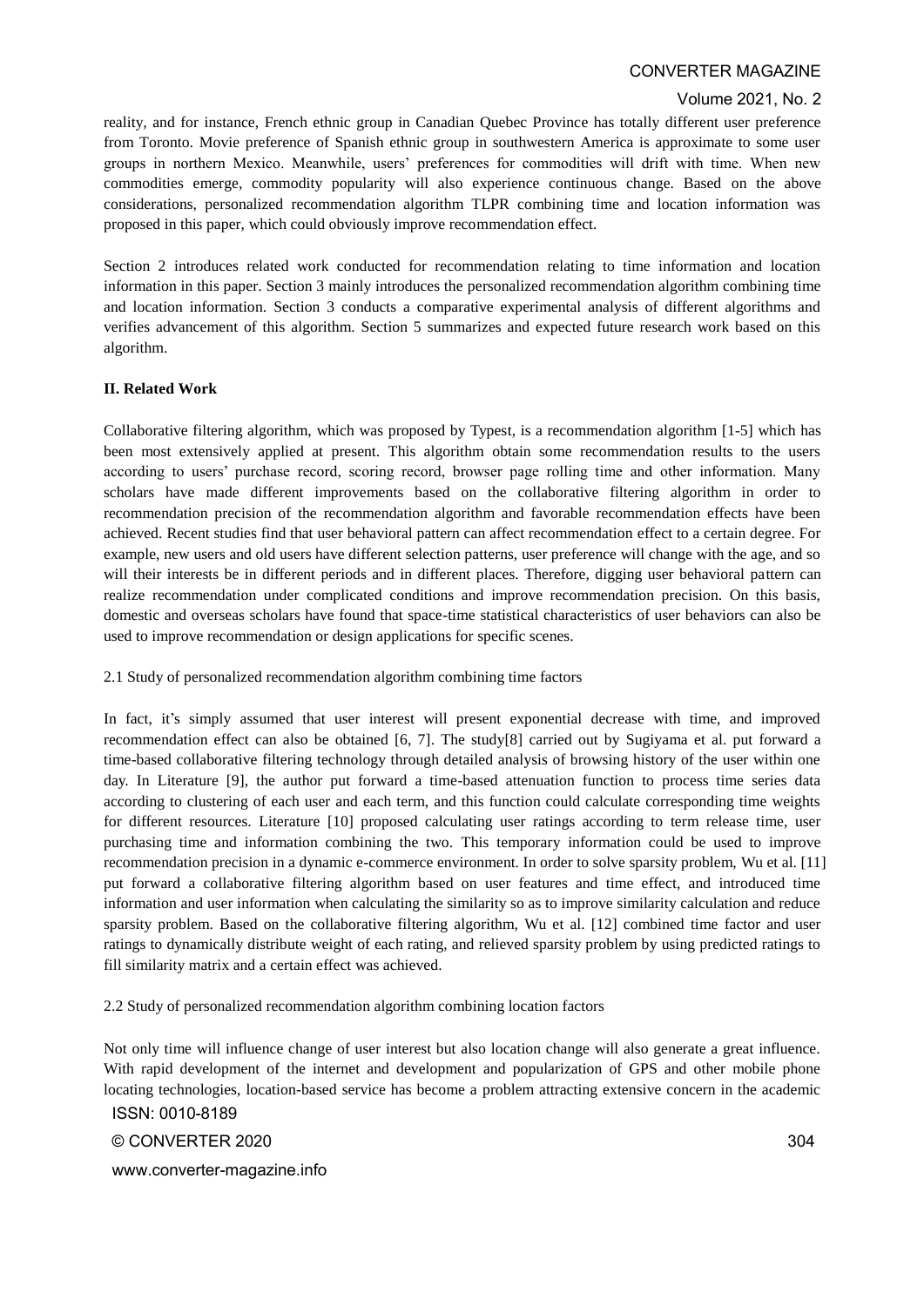reality, and for instance, French ethnic group in Canadian Quebec Province has totally different user preference from Toronto. Movie preference of Spanish ethnic group in southwestern America is approximate to some user groups in northern Mexico. Meanwhile, users' preferences for commodities will drift with time. When new commodities emerge, commodity popularity will also experience continuous change. Based on the above considerations, personalized recommendation algorithm TLPR combining time and location information was proposed in this paper, which could obviously improve recommendation effect.

Section 2 introduces related work conducted for recommendation relating to time information and location information in this paper. Section 3 mainly introduces the personalized recommendation algorithm combining time and location information. Section 3 conducts a comparative experimental analysis of different algorithms and verifies advancement of this algorithm. Section 5 summarizes and expected future research work based on this algorithm.

## II. Related Work

Collaborative filtering algorithm, which was proposed by Typest, is a recommendation algorithm [1-5] which has been most extensively applied at present. This algorithm obtain some recommendation results to the users according to users' purchase record, scoring record, browser page rolling time and other information. Many scholars have made different improvements based on the collaborative filtering algorithm in order to recommendation precision of the recommendation algorithm and favorable recommendation effects have been achieved. Recent studies find that user behavioral pattern can affect recommendation effect to a certain degree. For example, new users and old users have different selection patterns, user preference will change with the age, and so will their interests be in different periods and in different places. Therefore, digging user behavioral pattern can realize recommendation under complicated conditions and improve recommendation precision. On this basis, domestic and overseas scholars have found that space-time statistical characteristics of user behaviors can also be used to improve recommendation or design applications for specific scenes.

### 2.1 Study of personalized recommendation algorithm combining time factors

In fact, it's simply assumed that user interest will present exponential decrease with time, and improved recommendation effect can also be obtained [6, 7]. The study[8] carried out by Sugiyama et al. put forward a time-based collaborative filtering technology through detailed analysis of browsing history of the user within one day. In Literature [9], the author put forward a time-based attenuation function to process time series data according to clustering of each user and each term, and this function could calculate corresponding time weights for different resources. Literature [10] proposed calculating user ratings according to term release time, user purchasing time and information combining the two. This temporary information could be used to improve recommendation precision in a dynamic e-commerce environment. In order to solve sparsity problem, Wu et al. [11] put forward a collaborative filtering algorithm based on user features and time effect, and introduced time information and user information when calculating the similarity so as to improve similarity calculation and reduce sparsity problem. Based on the collaborative filtering algorithm, Wu et al. [12] combined time factor and user ratings to dynamically distribute weight of each rating, and relieved sparsity problem by using predicted ratings to fill similarity matrix and a certain effect was achieved.

### 2.2 Study of personalized recommendation algorithm combining location factors

Not only time will influence change of user interest but also location change will also generate a great influence. With rapid development of the internet and development and popularization of GPS and other mobile phone locating technologies, location-based service has become a problem attracting extensive concern in the academic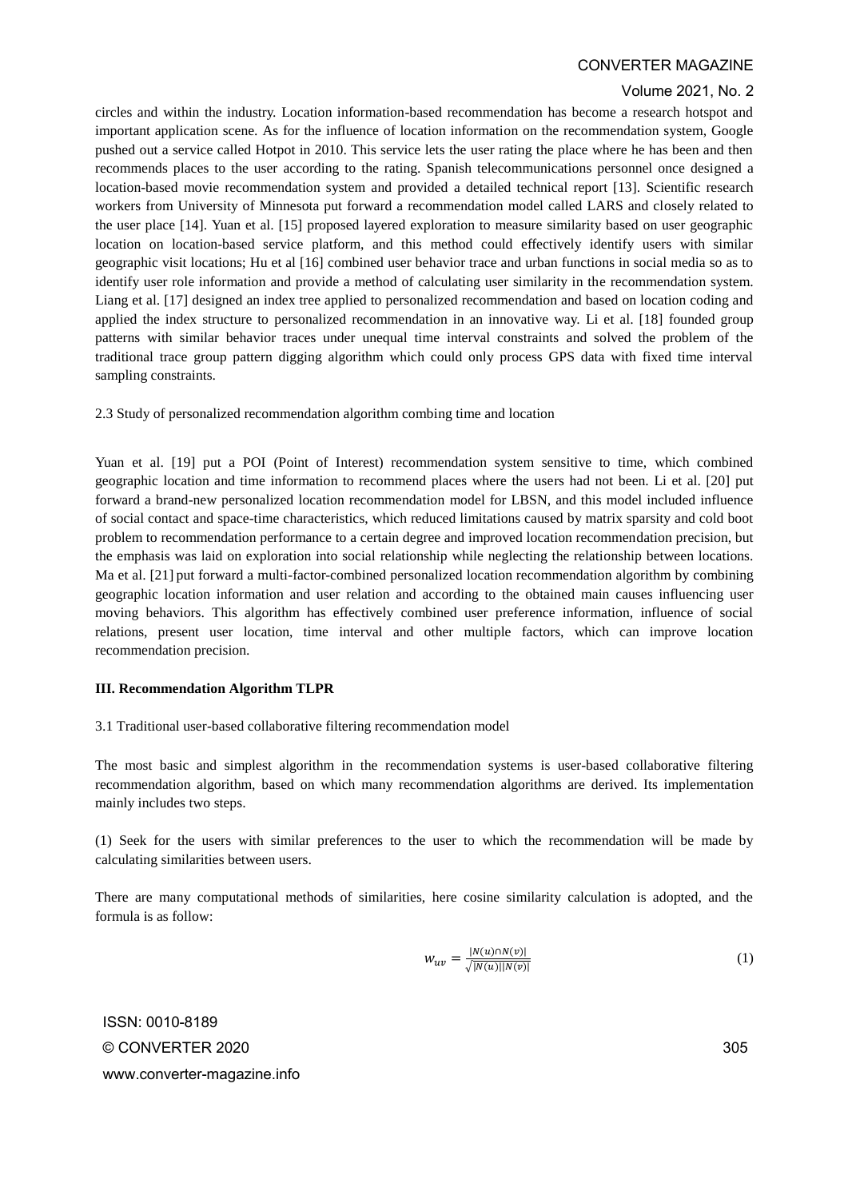circles and within the industry. Location information-based recommendation has become a research hotspot and important application scene. As for the influence of location information on the recommendation system, Google pushed out a service called Hotpot in 2010. This service lets the user rating the place where he has been and then recommends places to the user according to the rating. Spanish telecommunications personnel once designed a location-based movie recommendation system and provided a detailed technical report [13]. Scientific research workers from University of Minnesota put forward a recommendation model called LARS and closely related to the user place [14]. Yuan et al. [15] proposed layered exploration to measure similarity based on user geographic location on location-based service platform, and this method could effectively identify users with similar geographic visit locations; Hu et al [16] combined user behavior trace and urban functions in social media so as to identify user role information and provide a method of calculating user similarity in the recommendation system. Liang et al. [17] designed an index tree applied to personalized recommendation and based on location coding and applied the index structure to personalized recommendation in an innovative way. Li et al. [18] founded group patterns with similar behavior traces under unequal time interval constraints and solved the problem of the traditional trace group pattern digging algorithm which could only process GPS data with fixed time interval sampling constraints.

2.3 Study of personalized recommendation algorithm combing time and location

Yuan et al. [19] put a POI (Point of Interest) recommendation system sensitive to time, which combined geographic location and time information to recommend places where the users had not been. Li et al. [20] put forward a brand-new personalized location recommendation model for LBSN, and this model included influence of social contact and space-time characteristics, which reduced limitations caused by matrix sparsity and cold boot problem to recommendation performance to a certain degree and improved location recommendation precision, but the emphasis was laid on exploration into social relationship while neglecting the relationship between locations. Ma et al. [21] put forward a multi-factor-combined personalized location recommendation algorithm by combining geographic location information and user relation and according to the obtained main causes influencing user moving behaviors. This algorithm has effectively combined user preference information, influence of social relations, present user location, time interval and other multiple factors, which can improve location recommendation precision.

## III. Recommendation Algorithm TLPR

3.1 Traditional user-based collaborative filtering recommendation model

The most basic and simplest algorithm in the recommendation systems is user-based collaborative filtering recommendation algorithm, based on which many recommendation algorithms are derived. Its implementation mainly includes two steps.

(1) Seek for the users with similar preferences to the user to which the recommendation will be made by calculating similarities between users.

There are many computational methods of similarities, here cosine similarity calculation is adopted, and the formula is as follow:

$$w_{uv} = \frac{|N(u) \cap N(v)|}{\sqrt{|N(u)||N(v)|}} \tag{1}$$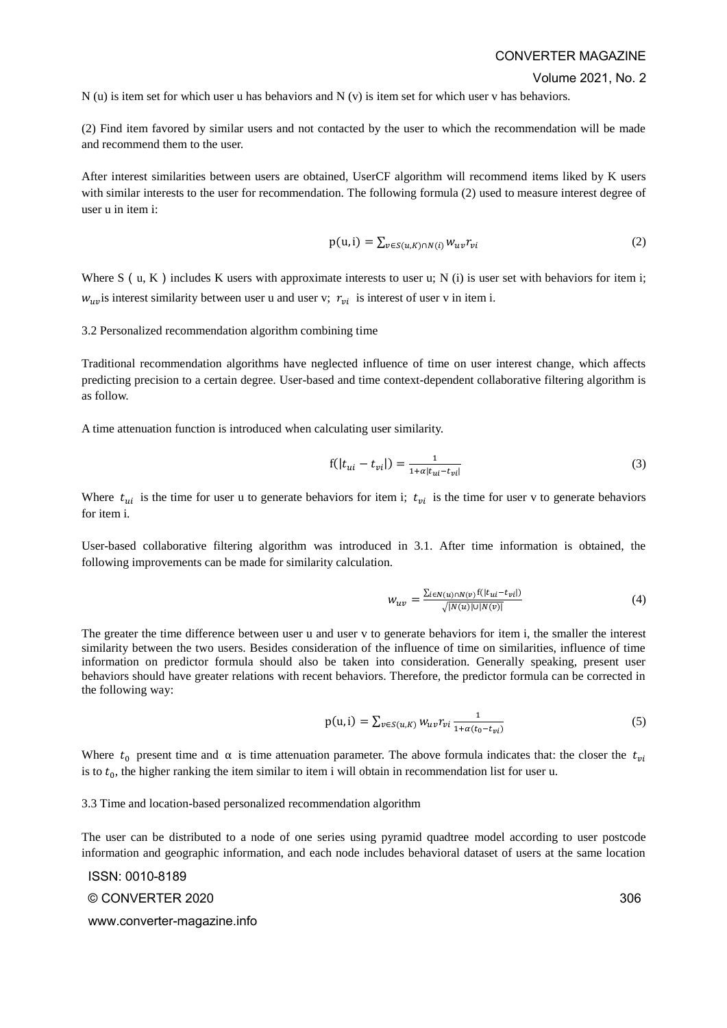N (u) is item set for which user u has behaviors and N (v) is item set for which user v has behaviors.

(2) Find item favored by similar users and not contacted by the user to which the recommendation will be made and recommend them to the user.

After interest similarities between users are obtained, UserCF algorithm will recommend items liked by K users with similar interests to the user for recommendation. The following formula (2) used to measure interest degree of user u in item i:

$$p(u,i) = \sum_{v \in S(u,K) \cap N(i)} w_{uv} r_{vi} \tag{2}$$

Where S（u, K）includes K users with approximate interests to user u; N (i) is user set with behaviors for item i; $w_{uv}$ is interest similarity between user u and user v; $r_{vi}$ is interest of user v in item i.

3.2 Personalized recommendation algorithm combining time

Traditional recommendation algorithms have neglected influence of time on user interest change, which affects predicting precision to a certain degree. User-based and time context-dependent collaborative filtering algorithm is as follow.

A time attenuation function is introduced when calculating user similarity.

$$f(|t_{ui} - t_{vi}|) = \frac{1}{1+\alpha|t_{ui}-t_{vi}|} \tag{3}$$

Where $t_{ui}$ is the time for user u to generate behaviors for item i; $t_{vi}$ is the time for user v to generate behaviors for item i.

User-based collaborative filtering algorithm was introduced in 3.1. After time information is obtained, the following improvements can be made for similarity calculation.

$$w_{uv} = \frac{\sum_{i \in N(u) \cap N(v)} f(|t_{ui} - t_{vi}|)}{\sqrt{|N(u)| \cup |N(v)|}} \tag{4}$$

The greater the time difference between user u and user v to generate behaviors for item i, the smaller the interest similarity between the two users. Besides consideration of the influence of time on similarities, influence of time information on predictor formula should also be taken into consideration. Generally speaking, present user behaviors should have greater relations with recent behaviors. Therefore, the predictor formula can be corrected in the following way:

$$p(u,i) = \sum_{v \in S(u,K)} w_{uv} r_{vi} \frac{1}{1+\alpha(t_0 - t_{vi})} \tag{5}$$

Where $t_0$ present time and α is time attenuation parameter. The above formula indicates that: the closer the $t_{vi}$ is to $t_0$, the higher ranking the item similar to item i will obtain in recommendation list for user u.

3.3 Time and location-based personalized recommendation algorithm

The user can be distributed to a node of one series using pyramid quadtree model according to user postcode information and geographic information, and each node includes behavioral dataset of users at the same location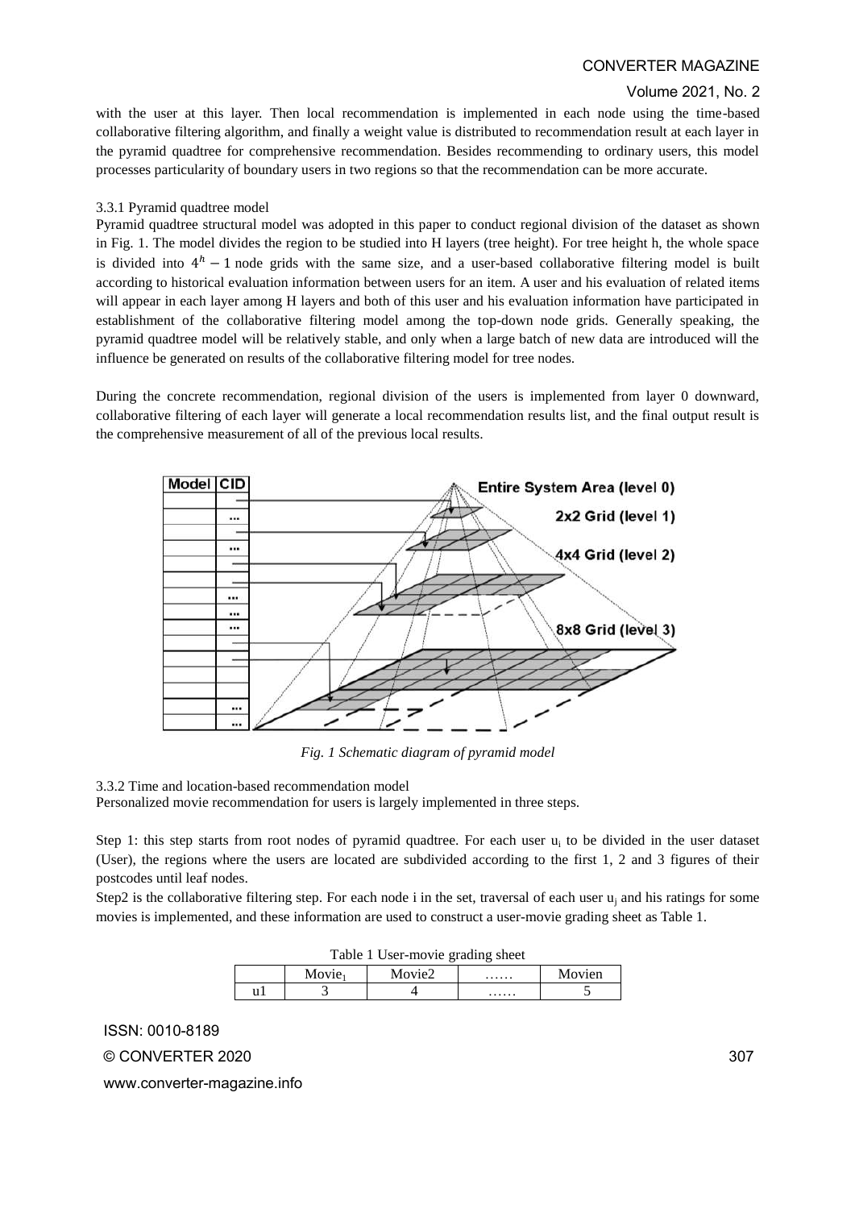with the user at this layer. Then local recommendation is implemented in each node using the time-based collaborative filtering algorithm, and finally a weight value is distributed to recommendation result at each layer in the pyramid quadtree for comprehensive recommendation. Besides recommending to ordinary users, this model processes particularity of boundary users in two regions so that the recommendation can be more accurate.

### 3.3.1 Pyramid quadtree model

Pyramid quadtree structural model was adopted in this paper to conduct regional division of the dataset as shown in Fig. 1. The model divides the region to be studied into H layers (tree height). For tree height h, the whole space is divided into $4^h - 1$ node grids with the same size, and a user-based collaborative filtering model is built according to historical evaluation information between users for an item. A user and his evaluation of related items will appear in each layer among H layers and both of this user and his evaluation information have participated in establishment of the collaborative filtering model among the top-down node grids. Generally speaking, the pyramid quadtree model will be relatively stable, and only when a large batch of new data are introduced will the influence be generated on results of the collaborative filtering model for tree nodes.

During the concrete recommendation, regional division of the users is implemented from layer 0 downward, collaborative filtering of each layer will generate a local recommendation results list, and the final output result is the comprehensive measurement of all of the previous local results.

*Fig. 1 Schematic diagram of pyramid model*

### 3.3.2 Time and location-based recommendation model

Personalized movie recommendation for users is largely implemented in three steps.

Step 1: this step starts from root nodes of pyramid quadtree. For each user $u_i$ to be divided in the user dataset (User), the regions where the users are located are subdivided according to the first 1, 2 and 3 figures of their postcodes until leaf nodes.

Step2 is the collaborative filtering step. For each node i in the set, traversal of each user $u_j$ and his ratings for some movies is implemented, and these information are used to construct a user-movie grading sheet as Table 1.

Table 1 User-movie grading sheet

| | $Movie_1$ | Movie2 | …… | Movien |
|---|---|---|---|---|
| u1 | 3 | 4 | …… | 5 |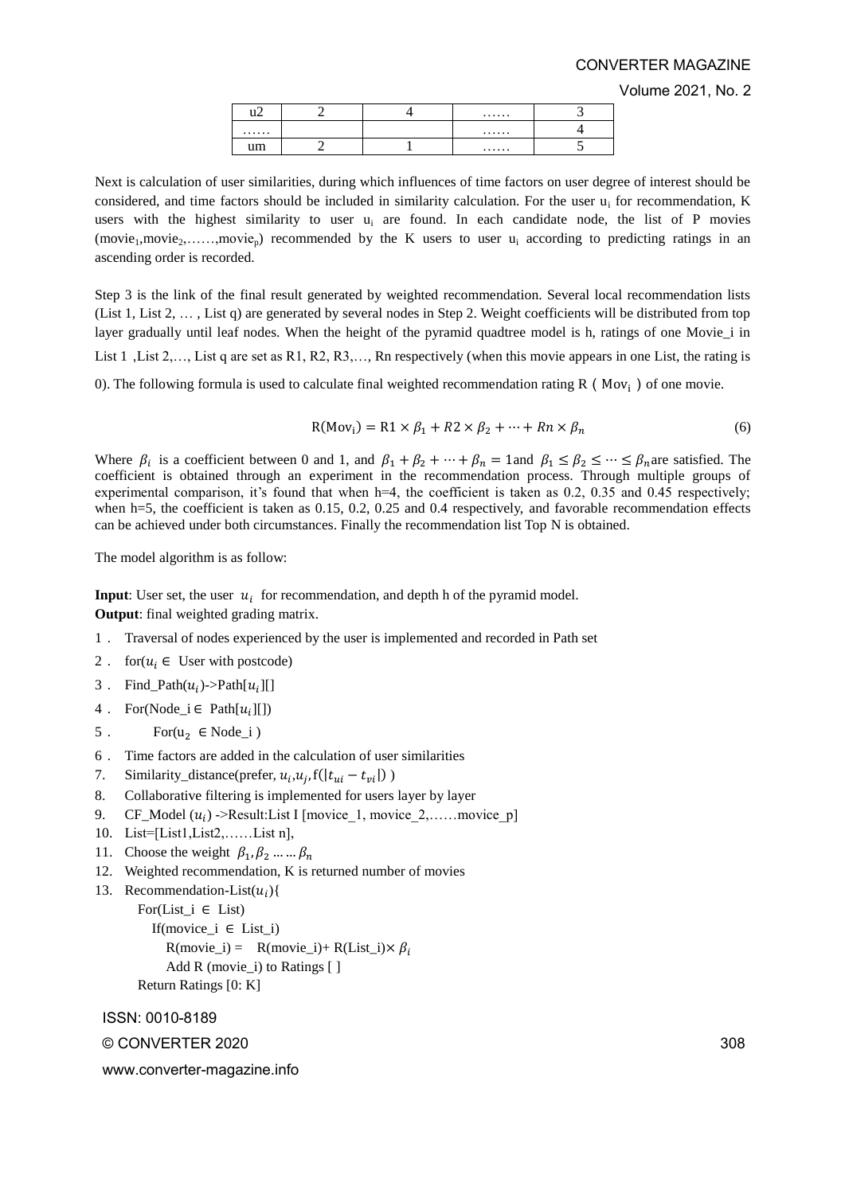| u2 | 2 | 4 | …… | 3 |
|---|---|---|---|---|
| …… | | | …… | 4 |
| um | 2 | 1 | …… | 5 |

Next is calculation of user similarities, during which influences of time factors on user degree of interest should be considered, and time factors should be included in similarity calculation. For the user $u_i$ for recommendation, K users with the highest similarity to user $u_i$ are found. In each candidate node, the list of P movies ($movie_1, movie_2, ……, movie_p$) recommended by the K users to user $u_i$ according to predicting ratings in an ascending order is recorded.

Step 3 is the link of the final result generated by weighted recommendation. Several local recommendation lists (List 1, List 2, … , List q) are generated by several nodes in Step 2. Weight coefficients will be distributed from top layer gradually until leaf nodes. When the height of the pyramid quadtree model is h, ratings of one Movie_i in List 1 ,List 2,…, List q are set as R1, R2, R3,…, Rn respectively (when this movie appears in one List, the rating is 0). The following formula is used to calculate final weighted recommendation rating $R(Mov_i)$ of one movie.

$$R(Mov_i) = R1 \times \beta_1 + R2 \times \beta_2 + \cdots + Rn \times \beta_n \tag{6}$$

Where $\beta_i$ is a coefficient between 0 and 1, and $\beta_1 + \beta_2 + \cdots + \beta_n = 1$ and $\beta_1 \leq \beta_2 \leq \cdots \leq \beta_n$ are satisfied. The coefficient is obtained through an experiment in the recommendation process. Through multiple groups of experimental comparison, it's found that when h=4, the coefficient is taken as 0.2, 0.35 and 0.45 respectively; when h=5, the coefficient is taken as 0.15, 0.2, 0.25 and 0.4 respectively, and favorable recommendation effects can be achieved under both circumstances. Finally the recommendation list Top N is obtained.

The model algorithm is as follow:

**Input**: User set, the user $u_i$ for recommendation, and depth h of the pyramid model.
**Output**: final weighted grading matrix.

1. Traversal of nodes experienced by the user is implemented and recorded in Path set
2. for($u_i \in$ User with postcode)
3. Find_Path($u_i$)->Path[$u_i$][]
4. For(Node_i $\in$ Path[$u_i$][])
5. For($u_2 \in$ Node_i )
6. Time factors are added in the calculation of user similarities
7. Similarity_distance(prefer, $u_i$,$u_j$, f($|t_{ui} - t_{vi}|$) )
8. Collaborative filtering is implemented for users layer by layer
9. CF_Model ($u_i$) ->Result:List I [movice_1, movice_2,……movice_p]
10. List=[List1,List2,……List n],
11. Choose the weight $\beta_1, \beta_2 \ldots \ldots \beta_n$
12. Weighted recommendation, K is returned number of movies
13. Recommendation-List($u_i$){

```
    For(List_i ∈ List)
      If(movice_i ∈ List_i)
        R(movie_i) =  R(movie_i)+ R(List_i)× βi
        Add R (movie_i) to Ratings [ ]
    Return Ratings [0: K]
```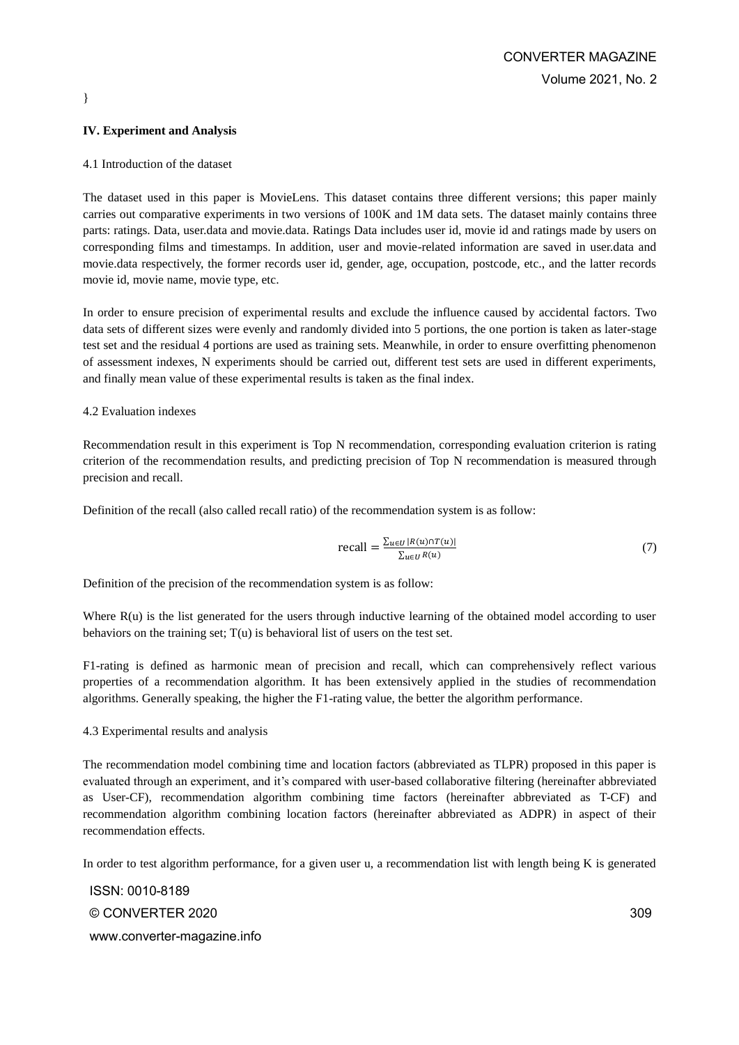}

### IV. Experiment and Analysis

4.1 Introduction of the dataset

The dataset used in this paper is MovieLens. This dataset contains three different versions; this paper mainly carries out comparative experiments in two versions of 100K and 1M data sets. The dataset mainly contains three parts: ratings. Data, user.data and movie.data. Ratings Data includes user id, movie id and ratings made by users on corresponding films and timestamps. In addition, user and movie-related information are saved in user.data and movie.data respectively, the former records user id, gender, age, occupation, postcode, etc., and the latter records movie id, movie name, movie type, etc.

In order to ensure precision of experimental results and exclude the influence caused by accidental factors. Two data sets of different sizes were evenly and randomly divided into 5 portions, the one portion is taken as later-stage test set and the residual 4 portions are used as training sets. Meanwhile, in order to ensure overfitting phenomenon of assessment indexes, N experiments should be carried out, different test sets are used in different experiments, and finally mean value of these experimental results is taken as the final index.

4.2 Evaluation indexes

Recommendation result in this experiment is Top N recommendation, corresponding evaluation criterion is rating criterion of the recommendation results, and predicting precision of Top N recommendation is measured through precision and recall.

Definition of the recall (also called recall ratio) of the recommendation system is as follow:

$$\text{recall} = \frac{\sum_{u \in U} |R(u) \cap T(u)|}{\sum_{u \in U} R(u)} \tag{7}$$

Definition of the precision of the recommendation system is as follow:

Where R(u) is the list generated for the users through inductive learning of the obtained model according to user behaviors on the training set; T(u) is behavioral list of users on the test set.

F1-rating is defined as harmonic mean of precision and recall, which can comprehensively reflect various properties of a recommendation algorithm. It has been extensively applied in the studies of recommendation algorithms. Generally speaking, the higher the F1-rating value, the better the algorithm performance.

4.3 Experimental results and analysis

The recommendation model combining time and location factors (abbreviated as TLPR) proposed in this paper is evaluated through an experiment, and it's compared with user-based collaborative filtering (hereinafter abbreviated as User-CF), recommendation algorithm combining time factors (hereinafter abbreviated as T-CF) and recommendation algorithm combining location factors (hereinafter abbreviated as ADPR) in aspect of their recommendation effects.

In order to test algorithm performance, for a given user u, a recommendation list with length being K is generated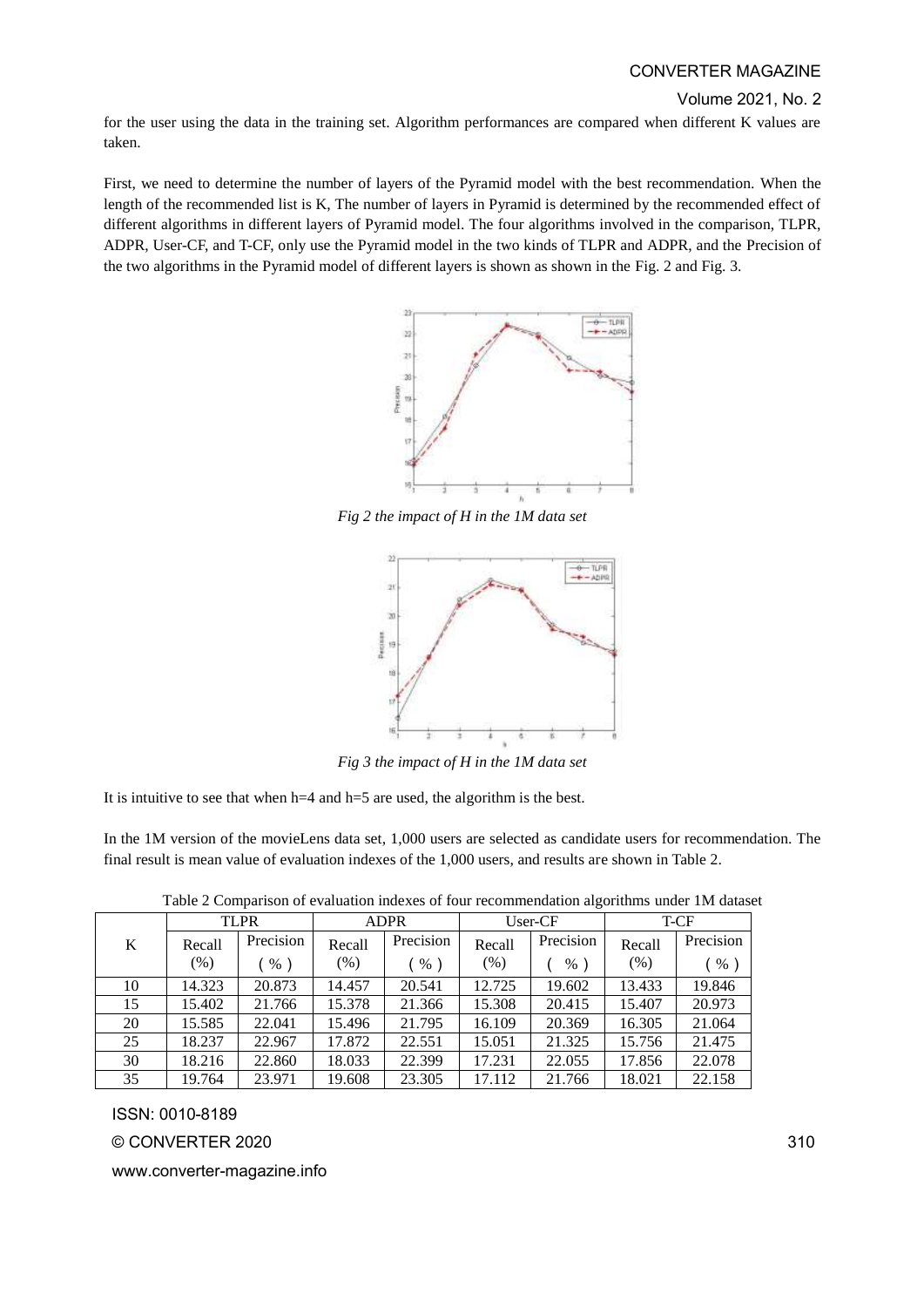for the user using the data in the training set. Algorithm performances are compared when different K values are taken.

First, we need to determine the number of layers of the Pyramid model with the best recommendation. When the length of the recommended list is K, The number of layers in Pyramid is determined by the recommended effect of different algorithms in different layers of Pyramid model. The four algorithms involved in the comparison, TLPR, ADPR, User-CF, and T-CF, only use the Pyramid model in the two kinds of TLPR and ADPR, and the Precision of the two algorithms in the Pyramid model of different layers is shown as shown in the Fig. 2 and Fig. 3.

*Fig 2 the impact of H in the 1M data set*

*Fig 3 the impact of H in the 1M data set*

It is intuitive to see that when h=4 and h=5 are used, the algorithm is the best.

In the 1M version of the movieLens data set, 1,000 users are selected as candidate users for recommendation. The final result is mean value of evaluation indexes of the 1,000 users, and results are shown in Table 2.

Table 2 Comparison of evaluation indexes of four recommendation algorithms under 1M dataset

| K | TLPR | | ADPR | | User-CF | | T-CF | |
|---|---|---|---|---|---|---|---|---|
| | Recall (%) | Precision ( % ) | Recall (%) | Precision ( % ) | Recall (%) | Precision ( % ) | Recall (%) | Precision ( % ) |
| 10 | 14.323 | 20.873 | 14.457 | 20.541 | 12.725 | 19.602 | 13.433 | 19.846 |
| 15 | 15.402 | 21.766 | 15.378 | 21.366 | 15.308 | 20.415 | 15.407 | 20.973 |
| 20 | 15.585 | 22.041 | 15.496 | 21.795 | 16.109 | 20.369 | 16.305 | 21.064 |
| 25 | 18.237 | 22.967 | 17.872 | 22.551 | 15.051 | 21.325 | 15.756 | 21.475 |
| 30 | 18.216 | 22.860 | 18.033 | 22.399 | 17.231 | 22.055 | 17.856 | 22.078 |
| 35 | 19.764 | 23.971 | 19.608 | 23.305 | 17.112 | 21.766 | 18.021 | 22.158 |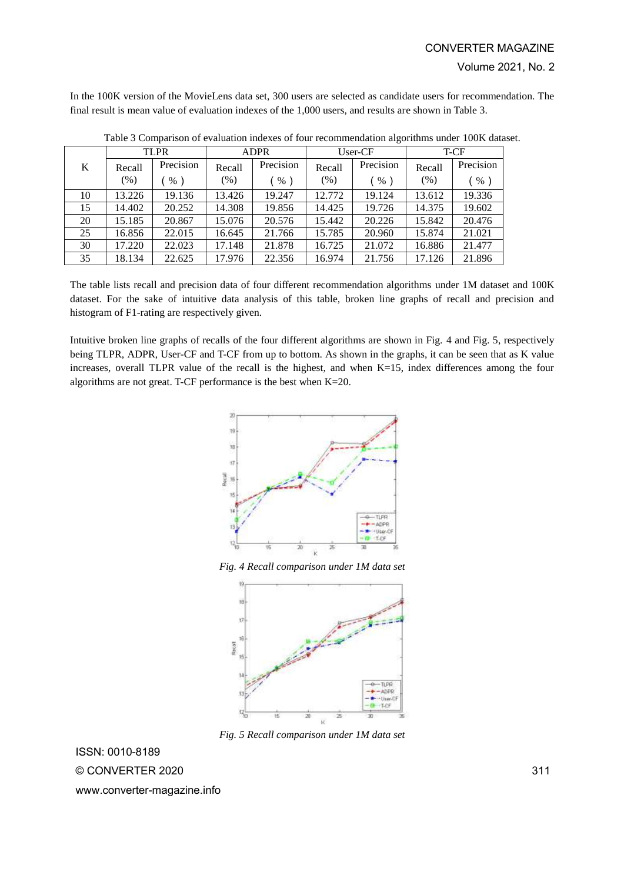In the 100K version of the MovieLens data set, 300 users are selected as candidate users for recommendation. The final result is mean value of evaluation indexes of the 1,000 users, and results are shown in Table 3.

Table 3 Comparison of evaluation indexes of four recommendation algorithms under 100K dataset.

| K | TLPR | | ADPR | | User-CF | | T-CF | |
|---|---|---|---|---|---|---|---|---|
| | Recall (%) | Precision ( % ) | Recall (%) | Precision ( % ) | Recall (%) | Precision ( % ) | Recall (%) | Precision ( % ) |
| 10 | 13.226 | 19.136 | 13.426 | 19.247 | 12.772 | 19.124 | 13.612 | 19.336 |
| 15 | 14.402 | 20.252 | 14.308 | 19.856 | 14.425 | 19.726 | 14.375 | 19.602 |
| 20 | 15.185 | 20.867 | 15.076 | 20.576 | 15.442 | 20.226 | 15.842 | 20.476 |
| 25 | 16.856 | 22.015 | 16.645 | 21.766 | 15.785 | 20.960 | 15.874 | 21.021 |
| 30 | 17.220 | 22.023 | 17.148 | 21.878 | 16.725 | 21.072 | 16.886 | 21.477 |
| 35 | 18.134 | 22.625 | 17.976 | 22.356 | 16.974 | 21.756 | 17.126 | 21.896 |

The table lists recall and precision data of four different recommendation algorithms under 1M dataset and 100K dataset. For the sake of intuitive data analysis of this table, broken line graphs of recall and precision and histogram of F1-rating are respectively given.

Intuitive broken line graphs of recalls of the four different algorithms are shown in Fig. 4 and Fig. 5, respectively being TLPR, ADPR, User-CF and T-CF from up to bottom. As shown in the graphs, it can be seen that as K value increases, overall TLPR value of the recall is the highest, and when K=15, index differences among the four algorithms are not great. T-CF performance is the best when K=20.

*Fig. 4 Recall comparison under 1M data set*

*Fig. 5 Recall comparison under 1M data set*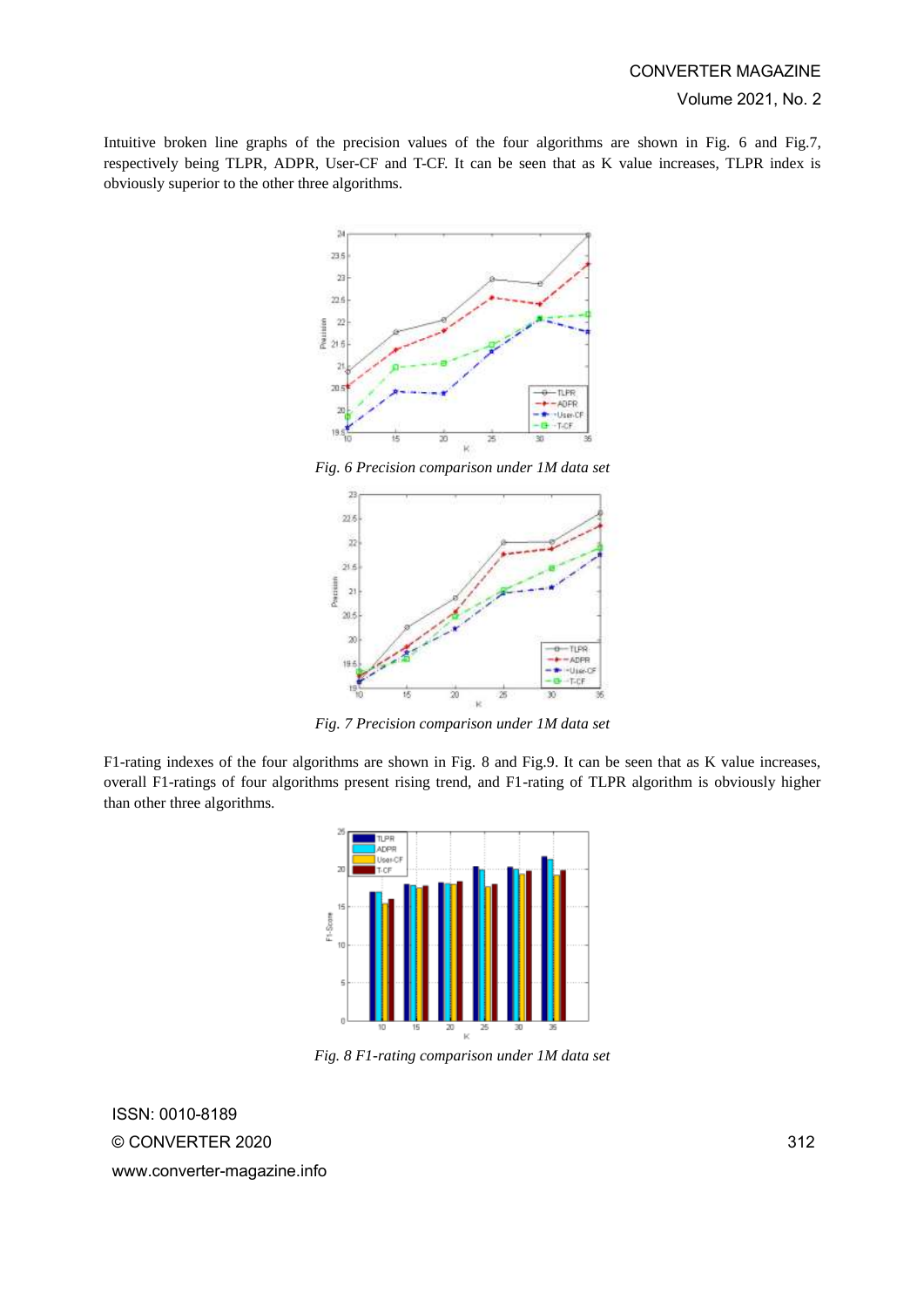Intuitive broken line graphs of the precision values of the four algorithms are shown in Fig. 6 and Fig.7, respectively being TLPR, ADPR, User-CF and T-CF. It can be seen that as K value increases, TLPR index is obviously superior to the other three algorithms.

*Fig. 6 Precision comparison under 1M data set*

*Fig. 7 Precision comparison under 1M data set*

F1-rating indexes of the four algorithms are shown in Fig. 8 and Fig.9. It can be seen that as K value increases, overall F1-ratings of four algorithms present rising trend, and F1-rating of TLPR algorithm is obviously higher than other three algorithms.

*Fig. 8 F1-rating comparison under 1M data set*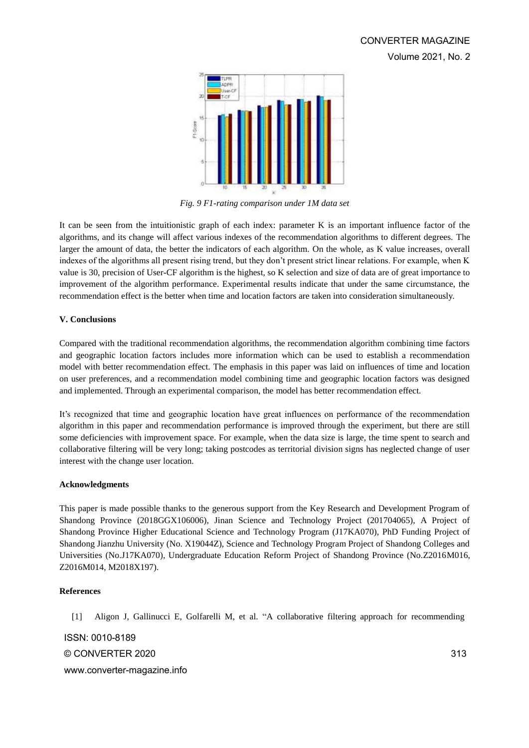*Fig. 9 F1-rating comparison under 1M data set*

It can be seen from the intuitionistic graph of each index: parameter K is an important influence factor of the algorithms, and its change will affect various indexes of the recommendation algorithms to different degrees. The larger the amount of data, the better the indicators of each algorithm. On the whole, as K value increases, overall indexes of the algorithms all present rising trend, but they don't present strict linear relations. For example, when K value is 30, precision of User-CF algorithm is the highest, so K selection and size of data are of great importance to improvement of the algorithm performance. Experimental results indicate that under the same circumstance, the recommendation effect is the better when time and location factors are taken into consideration simultaneously.

#### V. Conclusions

Compared with the traditional recommendation algorithms, the recommendation algorithm combining time factors and geographic location factors includes more information which can be used to establish a recommendation model with better recommendation effect. The emphasis in this paper was laid on influences of time and location on user preferences, and a recommendation model combining time and geographic location factors was designed and implemented. Through an experimental comparison, the model has better recommendation effect.

It's recognized that time and geographic location have great influences on performance of the recommendation algorithm in this paper and recommendation performance is improved through the experiment, but there are still some deficiencies with improvement space. For example, when the data size is large, the time spent to search and collaborative filtering will be very long; taking postcodes as territorial division signs has neglected change of user interest with the change user location.

#### Acknowledgments

This paper is made possible thanks to the generous support from the Key Research and Development Program of Shandong Province (2018GGX106006), Jinan Science and Technology Project (201704065), A Project of Shandong Province Higher Educational Science and Technology Program (J17KA070), PhD Funding Project of Shandong Jianzhu University (No. X19044Z), Science and Technology Program Project of Shandong Colleges and Universities (No.J17KA070), Undergraduate Education Reform Project of Shandong Province (No.Z2016M016, Z2016M014, M2018X197).

#### References

[1] Aligon J, Gallinucci E, Golfarelli M, et al. "A collaborative filtering approach for recommending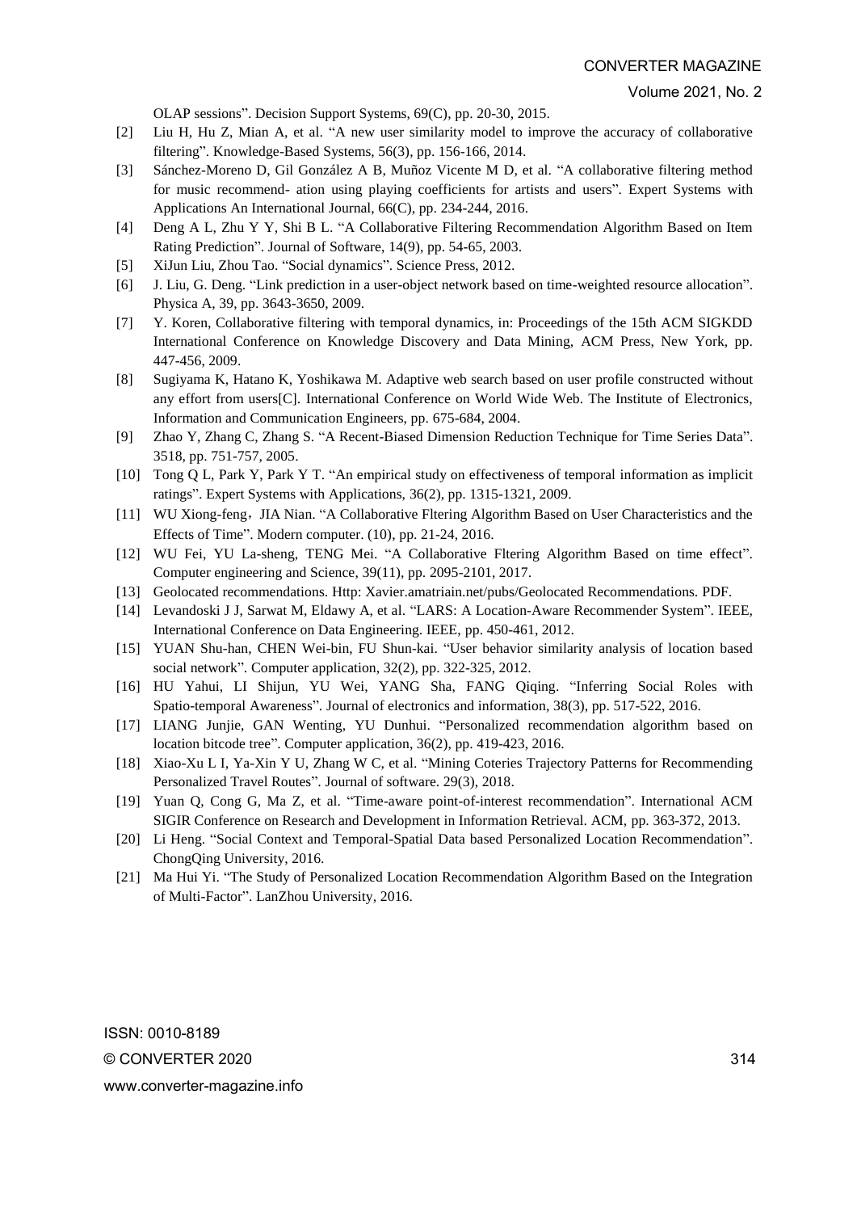OLAP sessions". Decision Support Systems, 69(C), pp. 20-30, 2015.

[2] Liu H, Hu Z, Mian A, et al. "A new user similarity model to improve the accuracy of collaborative filtering". Knowledge-Based Systems, 56(3), pp. 156-166, 2014.

[3] Sánchez-Moreno D, Gil González A B, Muñoz Vicente M D, et al. "A collaborative filtering method for music recommend- ation using playing coefficients for artists and users". Expert Systems with Applications An International Journal, 66(C), pp. 234-244, 2016.

[4] Deng A L, Zhu Y Y, Shi B L. "A Collaborative Filtering Recommendation Algorithm Based on Item Rating Prediction". Journal of Software, 14(9), pp. 54-65, 2003.

[5] XiJun Liu, Zhou Tao. "Social dynamics". Science Press, 2012.

[6] J. Liu, G. Deng. "Link prediction in a user-object network based on time-weighted resource allocation". Physica A, 39, pp. 3643-3650, 2009.

[7] Y. Koren, Collaborative filtering with temporal dynamics, in: Proceedings of the 15th ACM SIGKDD International Conference on Knowledge Discovery and Data Mining, ACM Press, New York, pp. 447-456, 2009.

[8] Sugiyama K, Hatano K, Yoshikawa M. Adaptive web search based on user profile constructed without any effort from users[C]. International Conference on World Wide Web. The Institute of Electronics, Information and Communication Engineers, pp. 675-684, 2004.

[9] Zhao Y, Zhang C, Zhang S. "A Recent-Biased Dimension Reduction Technique for Time Series Data". 3518, pp. 751-757, 2005.

[10] Tong Q L, Park Y, Park Y T. "An empirical study on effectiveness of temporal information as implicit ratings". Expert Systems with Applications, 36(2), pp. 1315-1321, 2009.

[11] WU Xiong-feng，JIA Nian. "A Collaborative Fltering Algorithm Based on User Characteristics and the Effects of Time". Modern computer. (10), pp. 21-24, 2016.

[12] WU Fei, YU La-sheng, TENG Mei. "A Collaborative Fltering Algorithm Based on time effect". Computer engineering and Science, 39(11), pp. 2095-2101, 2017.

[13] Geolocated recommendations. Http: Xavier.amatriain.net/pubs/Geolocated Recommendations. PDF.

[14] Levandoski J J, Sarwat M, Eldawy A, et al. "LARS: A Location-Aware Recommender System". IEEE, International Conference on Data Engineering. IEEE, pp. 450-461, 2012.

[15] YUAN Shu-han, CHEN Wei-bin, FU Shun-kai. "User behavior similarity analysis of location based social network". Computer application, 32(2), pp. 322-325, 2012.

[16] HU Yahui, LI Shijun, YU Wei, YANG Sha, FANG Qiqing. "Inferring Social Roles with Spatio-temporal Awareness". Journal of electronics and information, 38(3), pp. 517-522, 2016.

[17] LIANG Junjie, GAN Wenting, YU Dunhui. "Personalized recommendation algorithm based on location bitcode tree". Computer application, 36(2), pp. 419-423, 2016.

[18] Xiao-Xu L I, Ya-Xin Y U, Zhang W C, et al. "Mining Coteries Trajectory Patterns for Recommending Personalized Travel Routes". Journal of software. 29(3), 2018.

[19] Yuan Q, Cong G, Ma Z, et al. "Time-aware point-of-interest recommendation". International ACM SIGIR Conference on Research and Development in Information Retrieval. ACM, pp. 363-372, 2013.

[20] Li Heng. "Social Context and Temporal-Spatial Data based Personalized Location Recommendation". ChongQing University, 2016.

[21] Ma Hui Yi. "The Study of Personalized Location Recommendation Algorithm Based on the Integration of Multi-Factor". LanZhou University, 2016.